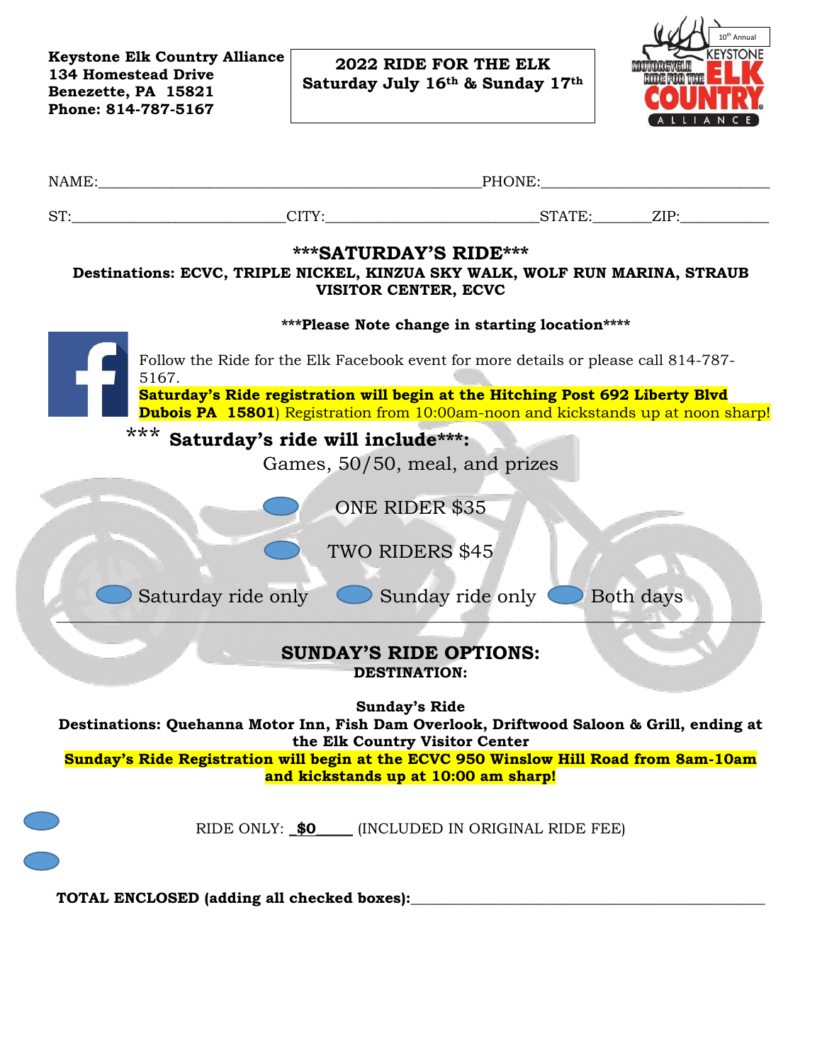**Keystone Elk Country Alliance**
**134 Homestead Drive**
**Benezette, PA 15821**
**Phone: 814-787-5167**

**2022 RIDE FOR THE ELK**
**Saturday July 16th & Sunday 17th**

NAME:____________________________________________________PHONE:______________________________

ST:____________________________CITY:____________________________STATE:________ZIP:___________

## ***SATURDAY'S RIDE***

**Destinations: ECVC, TRIPLE NICKEL, KINZUA SKY WALK, WOLF RUN MARINA, STRAUB VISITOR CENTER, ECVC**

**\*\*\*Please Note change in starting location\*\*\*\***

Follow the Ride for the Elk Facebook event for more details or please call 814-787-5167.

**Saturday's Ride registration will begin at the Hitching Post 692 Liberty Blvd Dubois PA 15801**) Registration from 10:00am-noon and kickstands up at noon sharp!

*** **Saturday's ride will include***:**

Games, 50/50, meal, and prizes

- ONE RIDER $35
- TWO RIDERS $45

- Saturday ride only
- Sunday ride only
- Both days

---

## SUNDAY'S RIDE OPTIONS:

**DESTINATION:**

**Sunday's Ride**

**Destinations: Quehanna Motor Inn, Fish Dam Overlook, Driftwood Saloon & Grill, ending at the Elk Country Visitor Center**

**Sunday's Ride Registration will begin at the ECVC 950 Winslow Hill Road from 8am-10am and kickstands up at 10:00 am sharp!**

RIDE ONLY: **_$0_____** (INCLUDED IN ORIGINAL RIDE FEE)

**TOTAL ENCLOSED (adding all checked boxes):**_______________________________________________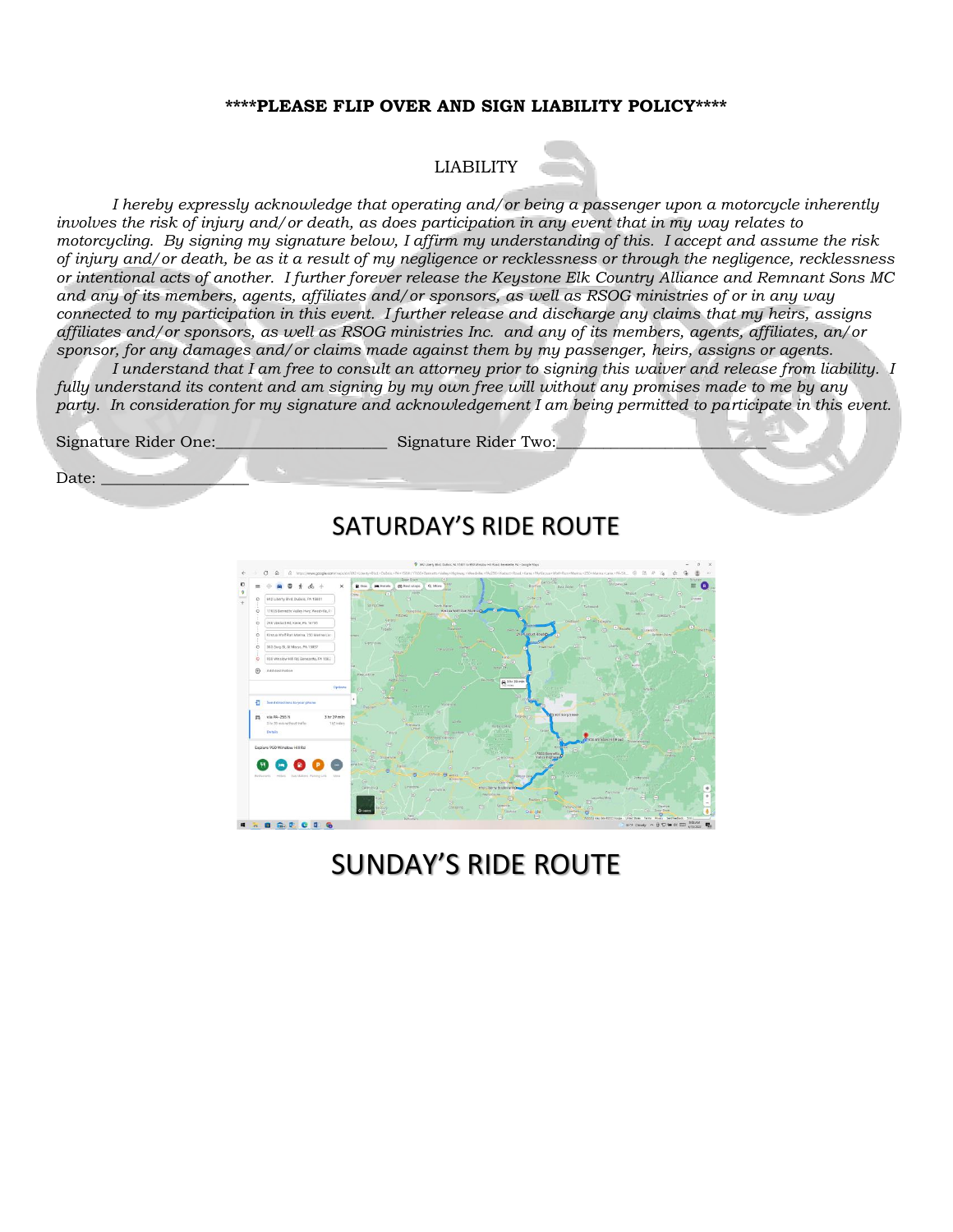**\*\*\*\*PLEASE FLIP OVER AND SIGN LIABILITY POLICY\*\*\*\***

LIABILITY

*I hereby expressly acknowledge that operating and/or being a passenger upon a motorcycle inherently involves the risk of injury and/or death, as does participation in any event that in my way relates to motorcycling. By signing my signature below, I affirm my understanding of this. I accept and assume the risk of injury and/or death, be as it a result of my negligence or recklessness or through the negligence, recklessness or intentional acts of another. I further forever release the Keystone Elk Country Alliance and Remnant Sons MC and any of its members, agents, affiliates and/or sponsors, as well as RSOG ministries of or in any way connected to my participation in this event. I further release and discharge any claims that my heirs, assigns affiliates and/or sponsors, as well as RSOG ministries Inc. and any of its members, agents, affiliates, an/or sponsor, for any damages and/or claims made against them by my passenger, heirs, assigns or agents.*

*I understand that I am free to consult an attorney prior to signing this waiver and release from liability. I fully understand its content and am signing by my own free will without any promises made to me by any party. In consideration for my signature and acknowledgement I am being permitted to participate in this event.*

Signature Rider One:____________________ Signature Rider Two:________________________

Date: _________________

## SATURDAY'S RIDE ROUTE

## SUNDAY'S RIDE ROUTE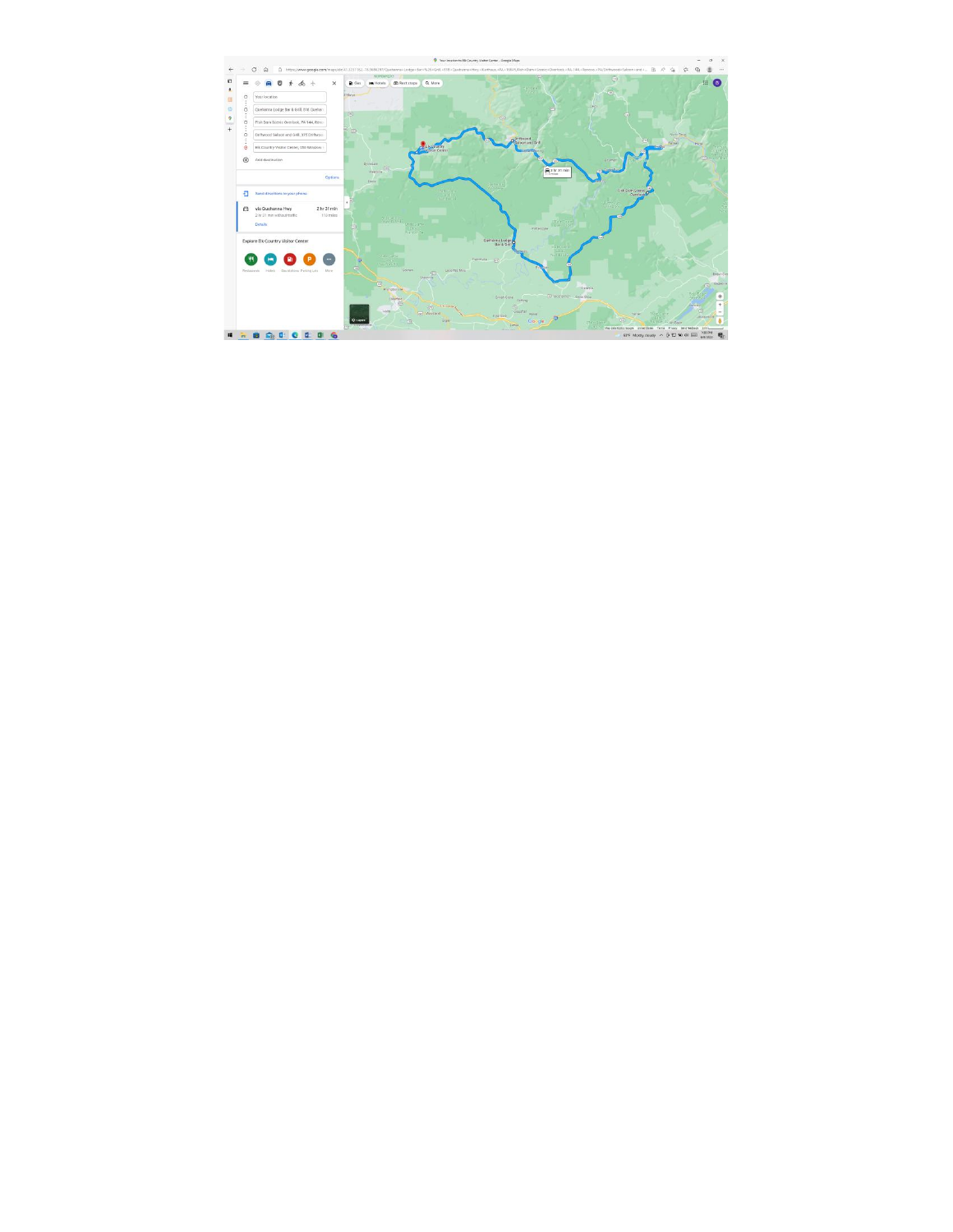Your location

Quehanna Lodge Bar & Grill, Quehan...

Fish Dam Scenic Overlook, PA-144, Reno...

Driftwood Saloon and Grill, 375 Driftwoo...

Elk Country Visitor Center, 950 Winslow...

Add destination

Options

Send directions to your phone

via Quehanna Hwy — 2 hr 31 min

2 hr 31 min without traffic — 113 miles

Details

Explore Elk Country Visitor Center

Restaurants · Hotels · Gas stations · Parking Lots · More